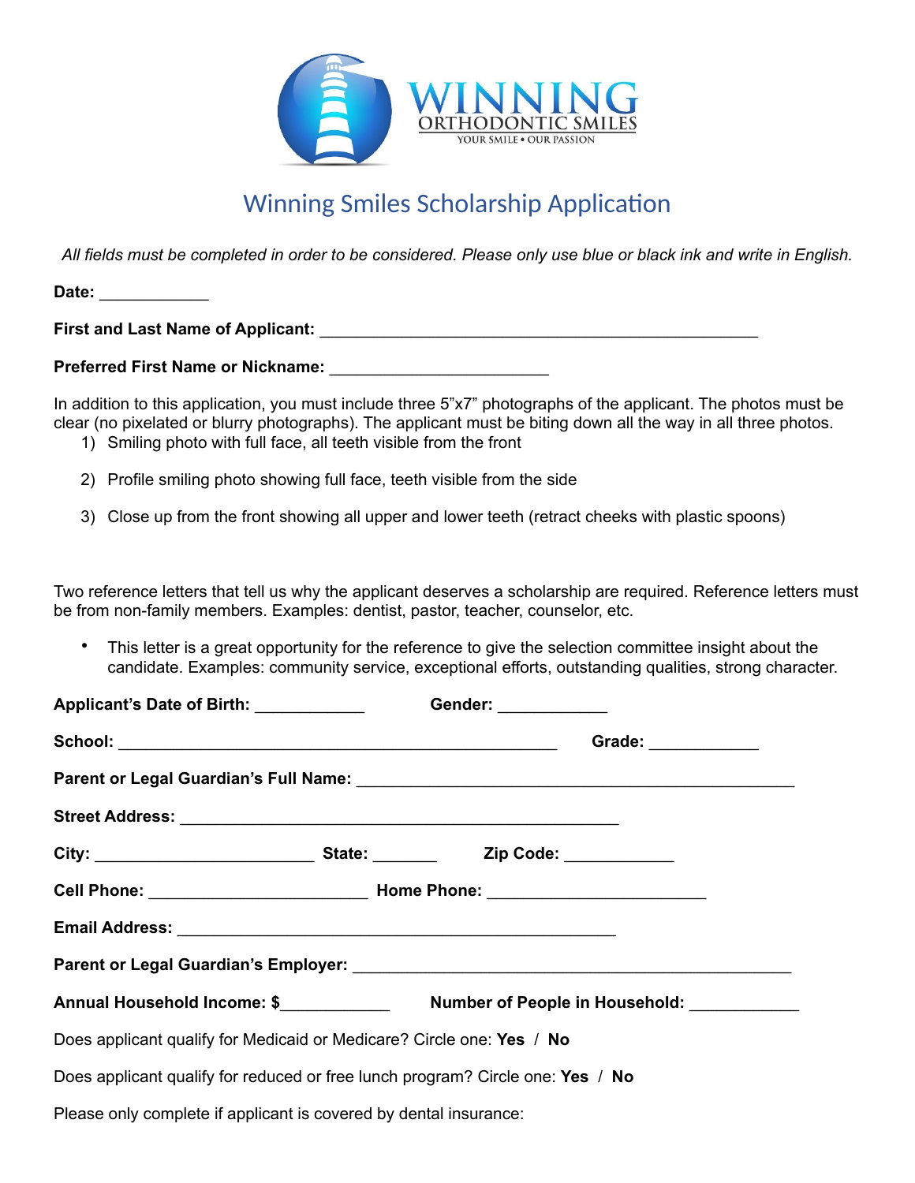WINNING
ORTHODONTIC SMILES
YOUR SMILE • OUR PASSION

# Winning Smiles Scholarship Application

*All fields must be completed in order to be considered. Please only use blue or black ink and write in English.*

**Date:** ____________

**First and Last Name of Applicant:** ________________________________________________

**Preferred First Name or Nickname:** ________________________

In addition to this application, you must include three 5"x7" photographs of the applicant. The photos must be clear (no pixelated or blurry photographs). The applicant must be biting down all the way in all three photos.

1) Smiling photo with full face, all teeth visible from the front
2) Profile smiling photo showing full face, teeth visible from the side
3) Close up from the front showing all upper and lower teeth (retract cheeks with plastic spoons)

Two reference letters that tell us why the applicant deserves a scholarship are required. Reference letters must be from non-family members. Examples: dentist, pastor, teacher, counselor, etc.

- This letter is a great opportunity for the reference to give the selection committee insight about the candidate. Examples: community service, exceptional efforts, outstanding qualities, strong character.

**Applicant's Date of Birth:** ____________ **Gender:** ____________

**School:** ________________________________________________ **Grade:** ____________

**Parent or Legal Guardian's Full Name:** ________________________________________________

**Street Address:** ________________________________________________

**City:** ________________________ **State:** _______ **Zip Code:** ____________

**Cell Phone:** ________________________ **Home Phone:** ________________________

**Email Address:** ________________________________________________

**Parent or Legal Guardian's Employer:** ________________________________________________

**Annual Household Income: $**____________ **Number of People in Household:** ____________

Does applicant qualify for Medicaid or Medicare? Circle one: **Yes** / **No**

Does applicant qualify for reduced or free lunch program? Circle one: **Yes** / **No**

Please only complete if applicant is covered by dental insurance: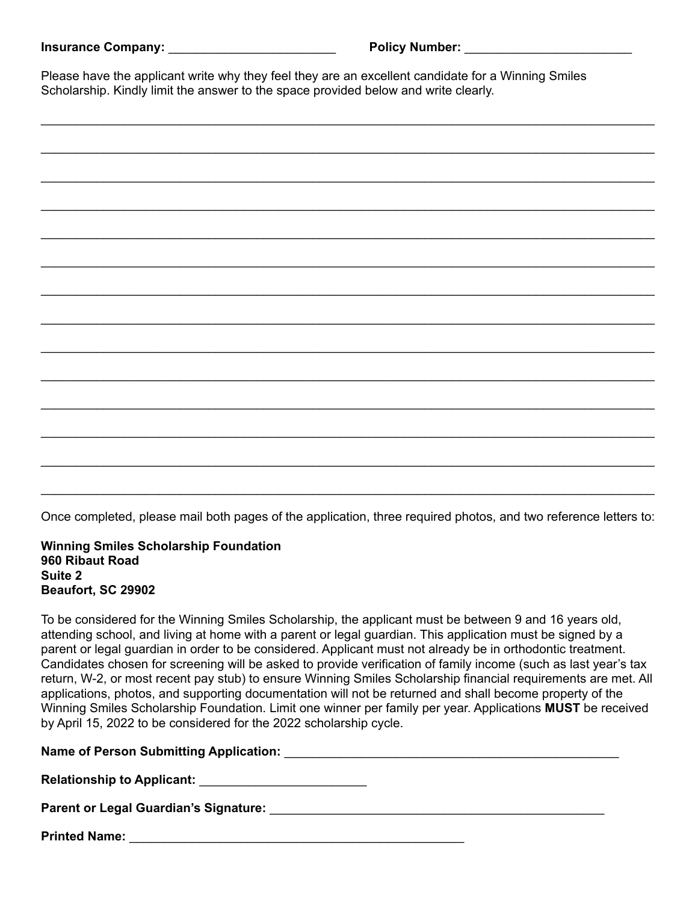**Insurance Company:** ________________________ **Policy Number:** ________________________

Please have the applicant write why they feel they are an excellent candidate for a Winning Smiles Scholarship. Kindly limit the answer to the space provided below and write clearly.

______________________________________________________________________________

______________________________________________________________________________

______________________________________________________________________________

______________________________________________________________________________

______________________________________________________________________________

______________________________________________________________________________

______________________________________________________________________________

______________________________________________________________________________

______________________________________________________________________________

______________________________________________________________________________

______________________________________________________________________________

______________________________________________________________________________

______________________________________________________________________________

______________________________________________________________________________

Once completed, please mail both pages of the application, three required photos, and two reference letters to:

**Winning Smiles Scholarship Foundation**
**960 Ribaut Road**
**Suite 2**
**Beaufort, SC 29902**

To be considered for the Winning Smiles Scholarship, the applicant must be between 9 and 16 years old, attending school, and living at home with a parent or legal guardian. This application must be signed by a parent or legal guardian in order to be considered. Applicant must not already be in orthodontic treatment. Candidates chosen for screening will be asked to provide verification of family income (such as last year's tax return, W-2, or most recent pay stub) to ensure Winning Smiles Scholarship financial requirements are met. All applications, photos, and supporting documentation will not be returned and shall become property of the Winning Smiles Scholarship Foundation. Limit one winner per family per year. Applications **MUST** be received by April 15, 2022 to be considered for the 2022 scholarship cycle.

**Name of Person Submitting Application:** ________________________________________________

**Relationship to Applicant:** ________________________

**Parent or Legal Guardian's Signature:** ________________________________________________

**Printed Name:** ________________________________________________